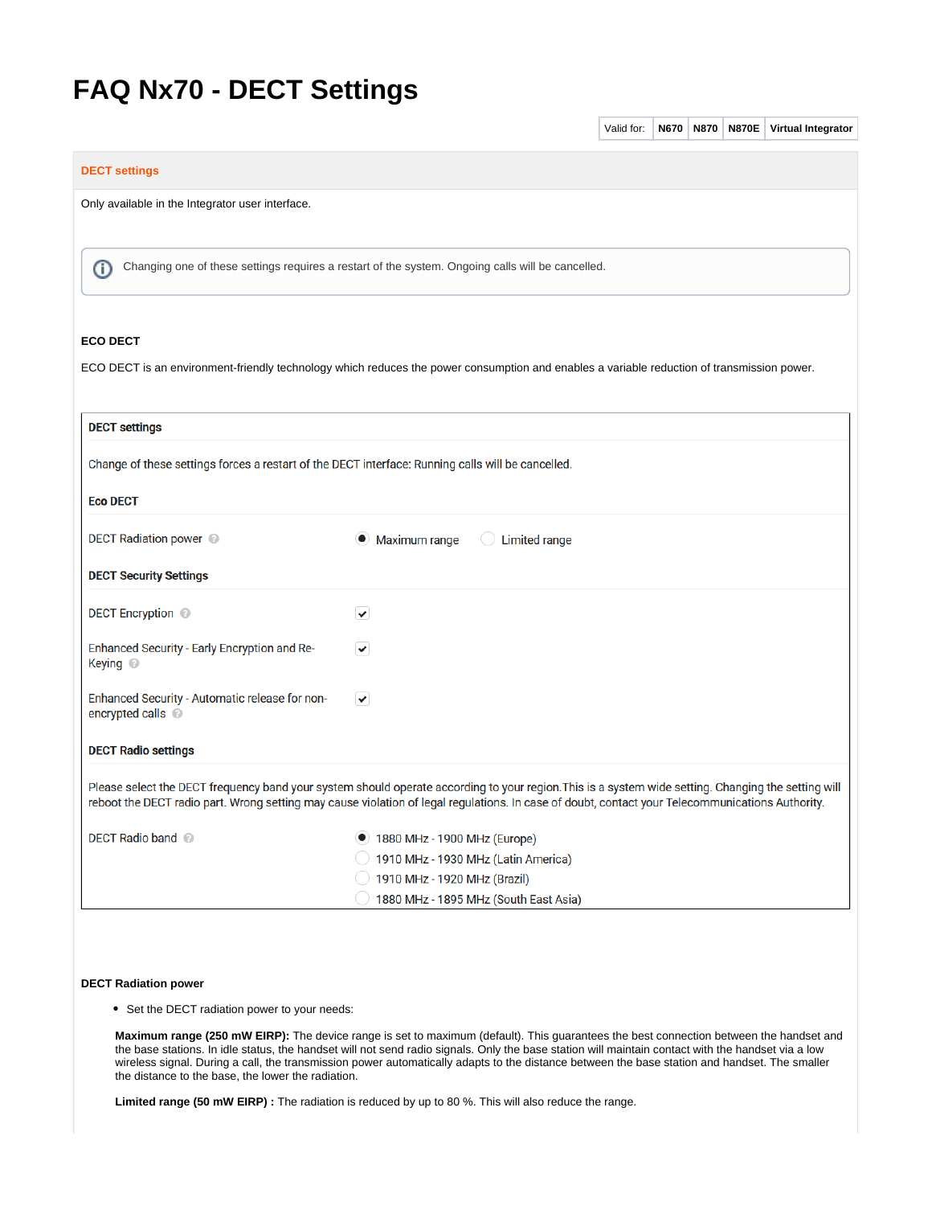# FAQ Nx70 - DECT Settings

| Valid for: | N670 | N870 | N870E | Virtual Integrator |
|---|---|---|---|---|

## DECT settings

Only available in the Integrator user interface.

> ⓘ Changing one of these settings requires a restart of the system. Ongoing calls will be cancelled.

### ECO DECT

ECO DECT is an environment-friendly technology which reduces the power consumption and enables a variable reduction of transmission power.

**DECT settings**

Change of these settings forces a restart of the DECT interface: Running calls will be cancelled.

**Eco DECT**

| | |
|---|---|
| DECT Radiation power | (●) Maximum range ( ) Limited range |

**DECT Security Settings**

| | |
|---|---|
| DECT Encryption | ☑ |
| Enhanced Security - Early Encryption and Re-Keying | ☑ |
| Enhanced Security - Automatic release for non-encrypted calls | ☑ |

**DECT Radio settings**

Please select the DECT frequency band your system should operate according to your region.This is a system wide setting. Changing the setting will reboot the DECT radio part. Wrong setting may cause violation of legal regulations. In case of doubt, contact your Telecommunications Authority.

| | |
|---|---|
| DECT Radio band | (●) 1880 MHz - 1900 MHz (Europe)<br>( ) 1910 MHz - 1930 MHz (Latin America)<br>( ) 1910 MHz - 1920 MHz (Brazil)<br>( ) 1880 MHz - 1895 MHz (South East Asia) |

### DECT Radiation power

- Set the DECT radiation power to your needs:

  **Maximum range (250 mW EIRP):** The device range is set to maximum (default). This guarantees the best connection between the handset and the base stations. In idle status, the handset will not send radio signals. Only the base station will maintain contact with the handset via a low wireless signal. During a call, the transmission power automatically adapts to the distance between the base station and handset. The smaller the distance to the base, the lower the radiation.

  **Limited range (50 mW EIRP) :** The radiation is reduced by up to 80 %. This will also reduce the range.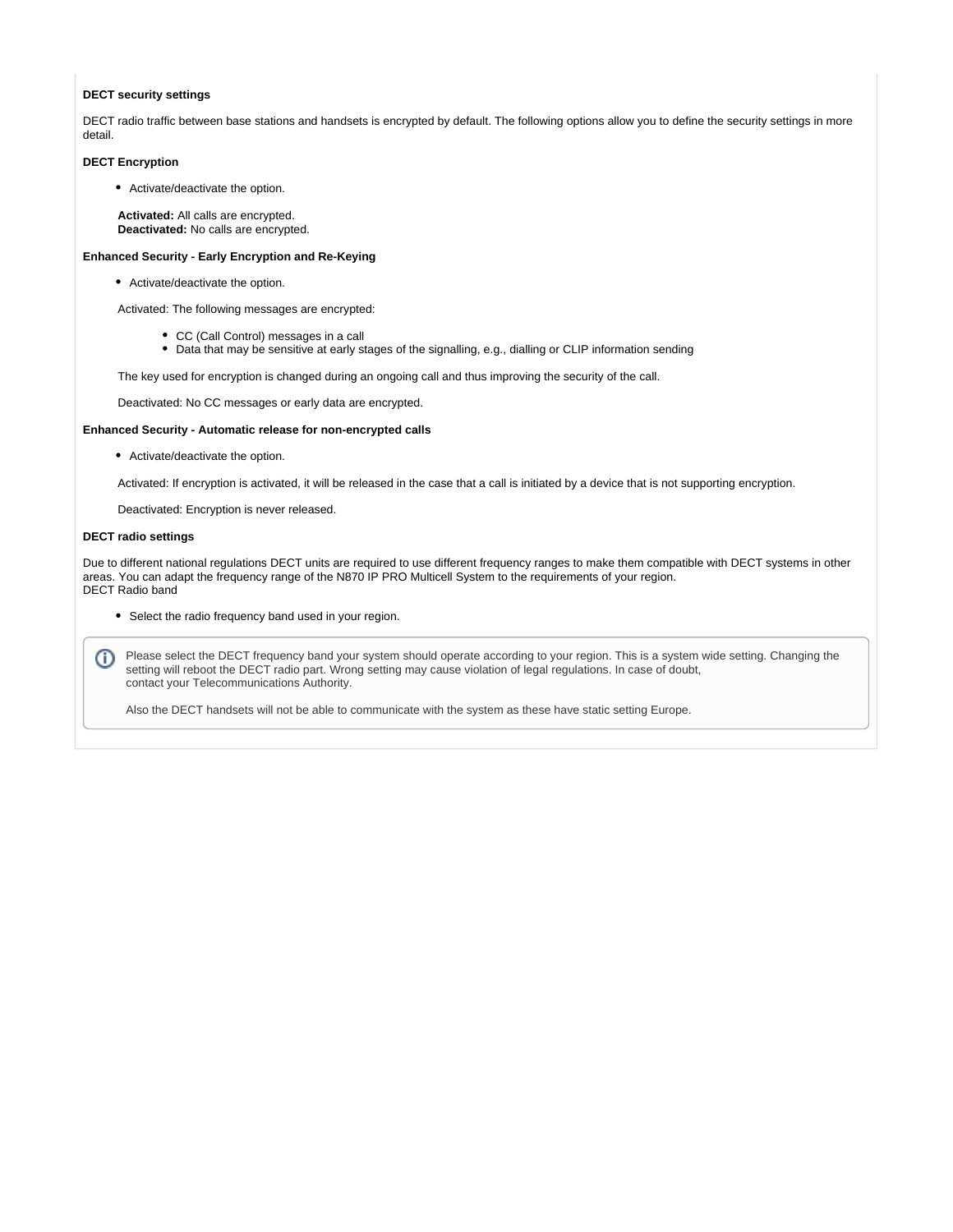**DECT security settings**

DECT radio traffic between base stations and handsets is encrypted by default. The following options allow you to define the security settings in more detail.

**DECT Encryption**

- Activate/deactivate the option.

  **Activated:** All calls are encrypted.
  **Deactivated:** No calls are encrypted.

**Enhanced Security - Early Encryption and Re-Keying**

- Activate/deactivate the option.

  Activated: The following messages are encrypted:

  - CC (Call Control) messages in a call
  - Data that may be sensitive at early stages of the signalling, e.g., dialling or CLIP information sending

  The key used for encryption is changed during an ongoing call and thus improving the security of the call.

  Deactivated: No CC messages or early data are encrypted.

**Enhanced Security - Automatic release for non-encrypted calls**

- Activate/deactivate the option.

  Activated: If encryption is activated, it will be released in the case that a call is initiated by a device that is not supporting encryption.

  Deactivated: Encryption is never released.

**DECT radio settings**

Due to different national regulations DECT units are required to use different frequency ranges to make them compatible with DECT systems in other areas. You can adapt the frequency range of the N870 IP PRO Multicell System to the requirements of your region.
DECT Radio band

- Select the radio frequency band used in your region.

> Please select the DECT frequency band your system should operate according to your region. This is a system wide setting. Changing the setting will reboot the DECT radio part. Wrong setting may cause violation of legal regulations. In case of doubt, contact your Telecommunications Authority.
>
> Also the DECT handsets will not be able to communicate with the system as these have static setting Europe.